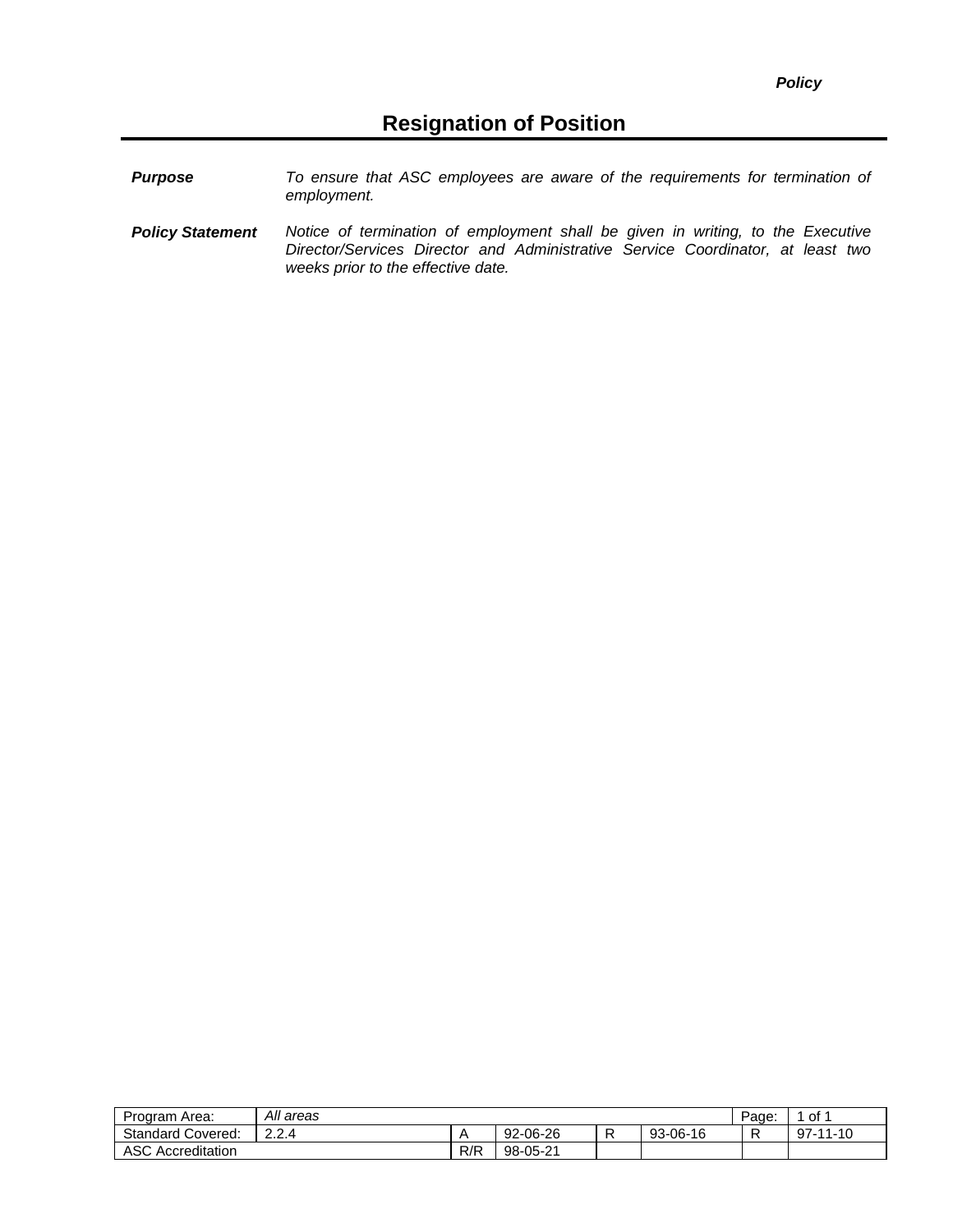***Policy***

# Resignation of Position

***Purpose*** *To ensure that ASC employees are aware of the requirements for termination of employment.*

***Policy Statement*** *Notice of termination of employment shall be given in writing, to the Executive Director/Services Director and Administrative Service Coordinator, at least two weeks prior to the effective date.*

| Program Area: | *All areas* | | | | | Page: | 1 of 1 |
|---|---|---|---|---|---|---|---|
| Standard Covered: | 2.2.4 | A | 92-06-26 | R | 93-06-16 | R | 97-11-10 |
| ASC Accreditation | | R/R | 98-05-21 | | | | |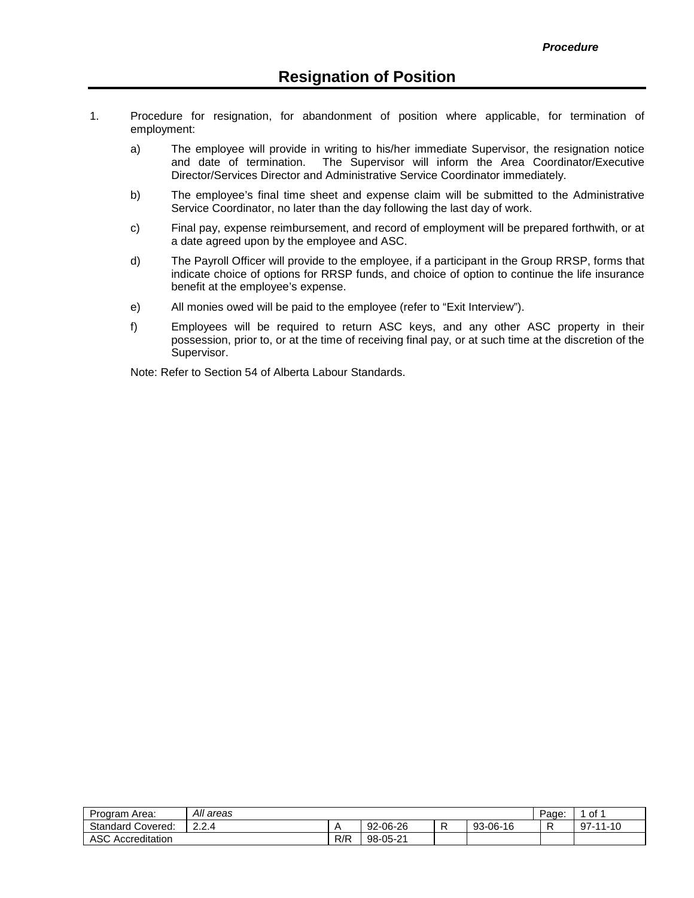***Procedure***

# Resignation of Position

1. Procedure for resignation, for abandonment of position where applicable, for termination of employment:

   a) The employee will provide in writing to his/her immediate Supervisor, the resignation notice and date of termination. The Supervisor will inform the Area Coordinator/Executive Director/Services Director and Administrative Service Coordinator immediately.

   b) The employee's final time sheet and expense claim will be submitted to the Administrative Service Coordinator, no later than the day following the last day of work.

   c) Final pay, expense reimbursement, and record of employment will be prepared forthwith, or at a date agreed upon by the employee and ASC.

   d) The Payroll Officer will provide to the employee, if a participant in the Group RRSP, forms that indicate choice of options for RRSP funds, and choice of option to continue the life insurance benefit at the employee's expense.

   e) All monies owed will be paid to the employee (refer to "Exit Interview").

   f) Employees will be required to return ASC keys, and any other ASC property in their possession, prior to, or at the time of receiving final pay, or at such time at the discretion of the Supervisor.

   Note: Refer to Section 54 of Alberta Labour Standards.

| | | | | | | | |
|---|---|---|---|---|---|---|---|
| Program Area: | *All areas* | | | | | Page: | 1 of 1 |
| Standard Covered: | 2.2.4 | A | 92-06-26 | R | 93-06-16 | R | 97-11-10 |
| ASC Accreditation | | R/R | 98-05-21 | | | | |